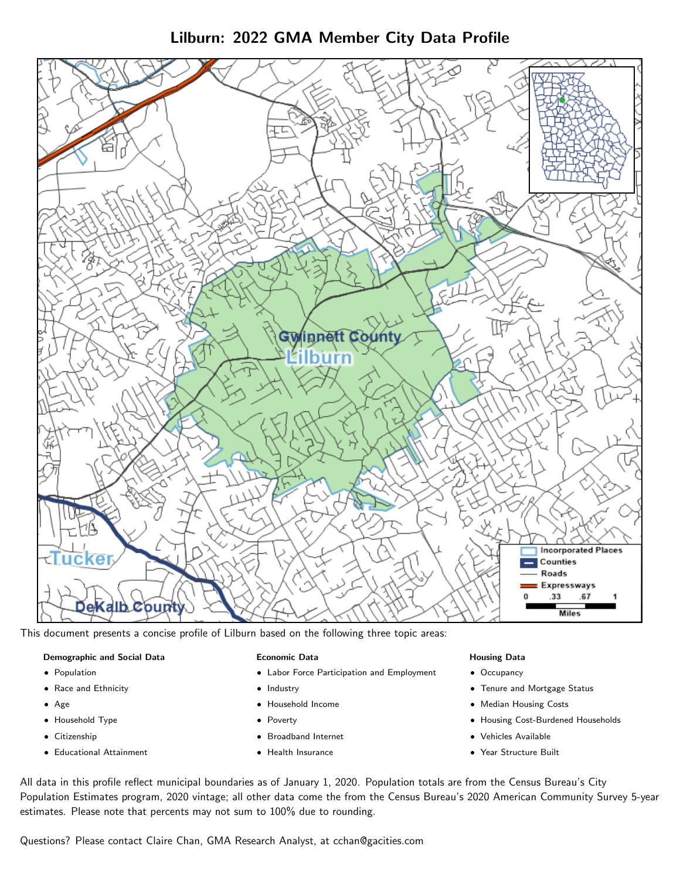# Lilburn: 2022 GMA Member City Data Profile

This document presents a concise profile of Lilburn based on the following three topic areas:

**Demographic and Social Data**

- Population
- Race and Ethnicity
- Age
- Household Type
- Citizenship
- Educational Attainment

**Economic Data**

- Labor Force Participation and Employment
- Industry
- Household Income
- Poverty
- Broadband Internet
- Health Insurance

**Housing Data**

- Occupancy
- Tenure and Mortgage Status
- Median Housing Costs
- Housing Cost-Burdened Households
- Vehicles Available
- Year Structure Built

All data in this profile reflect municipal boundaries as of January 1, 2020. Population totals are from the Census Bureau's City Population Estimates program, 2020 vintage; all other data come the from the Census Bureau's 2020 American Community Survey 5-year estimates. Please note that percents may not sum to 100% due to rounding.

Questions? Please contact Claire Chan, GMA Research Analyst, at cchan@gacities.com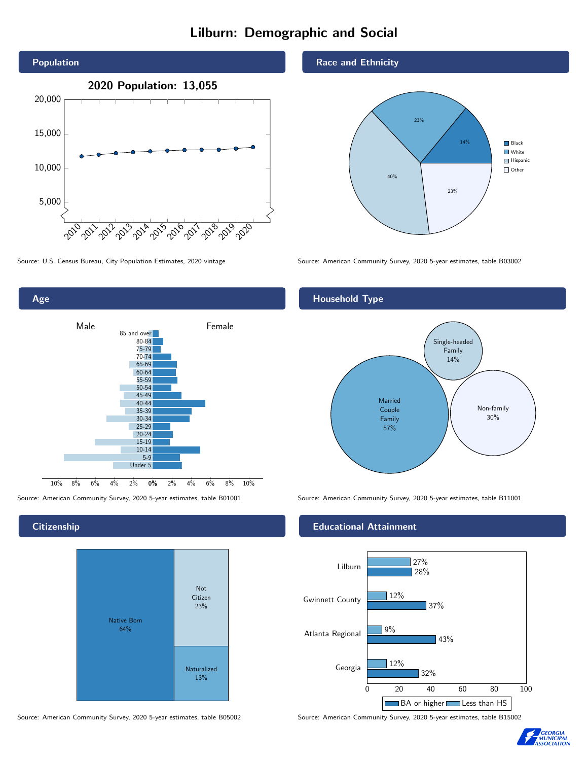# Lilburn: Demographic and Social

## Population

2020 Population: 13,055

Source: U.S. Census Bureau, City Population Estimates, 2020 vintage

## Race and Ethnicity

| Group | Share |
|---|---|
| Black | 14% |
| White | 23% |
| Hispanic | 40% |
| Other | 23% |

Source: American Community Survey, 2020 5-year estimates, table B03002

## Age

Source: American Community Survey, 2020 5-year estimates, table B01001

## Household Type

| Type | Share |
|---|---|
| Married Couple Family | 57% |
| Single-headed Family | 14% |
| Non-family | 30% |

Source: American Community Survey, 2020 5-year estimates, table B11001

## Citizenship

| Status | Share |
|---|---|
| Native Born | 64% |
| Not Citizen | 23% |
| Naturalized | 13% |

Source: American Community Survey, 2020 5-year estimates, table B05002

## Educational Attainment

| | Less than HS | BA or higher |
|---|---|---|
| Lilburn | 27% | 28% |
| Gwinnett County | 12% | 37% |
| Atlanta Regional | 9% | 43% |
| Georgia | 12% | 32% |

Source: American Community Survey, 2020 5-year estimates, table B15002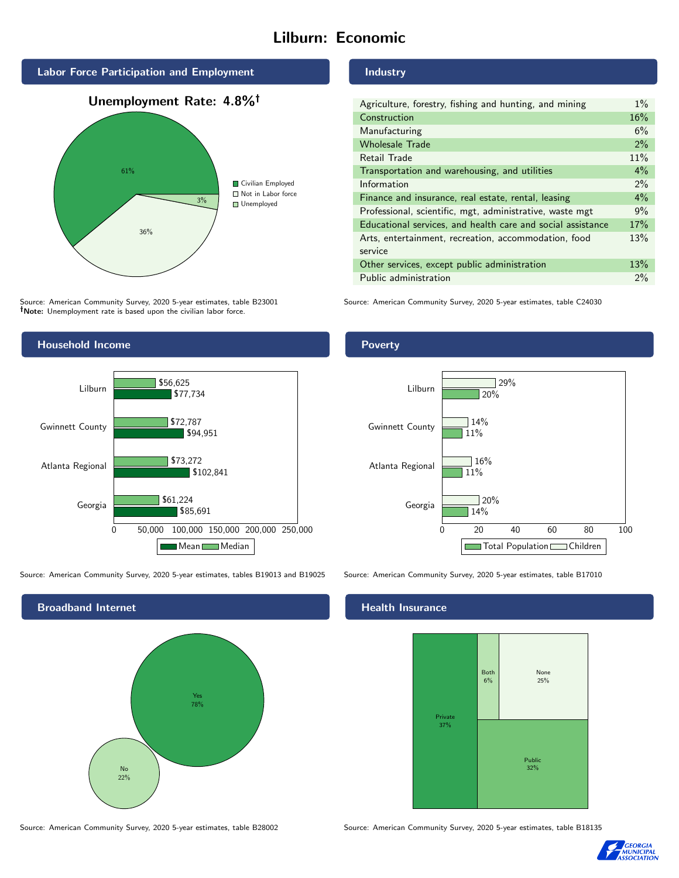# Lilburn: Economic

## Labor Force Participation and Employment

**Unemployment Rate: 4.8%†**

| Category | Percent |
|---|---|
| Civilian Employed | 61% |
| Not in Labor force | 36% |
| Unemployed | 3% |

Source: American Community Survey, 2020 5-year estimates, table B23001
**†Note:** Unemployment rate is based upon the civilian labor force.

## Industry

| Industry | Percent |
|---|---|
| Agriculture, forestry, fishing and hunting, and mining | 1% |
| Construction | 16% |
| Manufacturing | 6% |
| Wholesale Trade | 2% |
| Retail Trade | 11% |
| Transportation and warehousing, and utilities | 4% |
| Information | 2% |
| Finance and insurance, real estate, rental, leasing | 4% |
| Professional, scientific, mgt, administrative, waste mgt | 9% |
| Educational services, and health care and social assistance | 17% |
| Arts, entertainment, recreation, accommodation, food service | 13% |
| Other services, except public administration | 13% |
| Public administration | 2% |

Source: American Community Survey, 2020 5-year estimates, table C24030

## Household Income

| | Median | Mean |
|---|---|---|
| Lilburn | $56,625 | $77,734 |
| Gwinnett County | $72,787 | $94,951 |
| Atlanta Regional | $73,272 | $102,841 |
| Georgia | $61,224 | $85,691 |

Source: American Community Survey, 2020 5-year estimates, tables B19013 and B19025

## Poverty

| | Children | Total Population |
|---|---|---|
| Lilburn | 29% | 20% |
| Gwinnett County | 14% | 11% |
| Atlanta Regional | 16% | 11% |
| Georgia | 20% | 14% |

Source: American Community Survey, 2020 5-year estimates, table B17010

## Broadband Internet

| | Percent |
|---|---|
| Yes | 78% |
| No | 22% |

Source: American Community Survey, 2020 5-year estimates, table B28002

## Health Insurance

| | Percent |
|---|---|
| Private | 37% |
| Both | 6% |
| None | 25% |
| Public | 32% |

Source: American Community Survey, 2020 5-year estimates, table B18135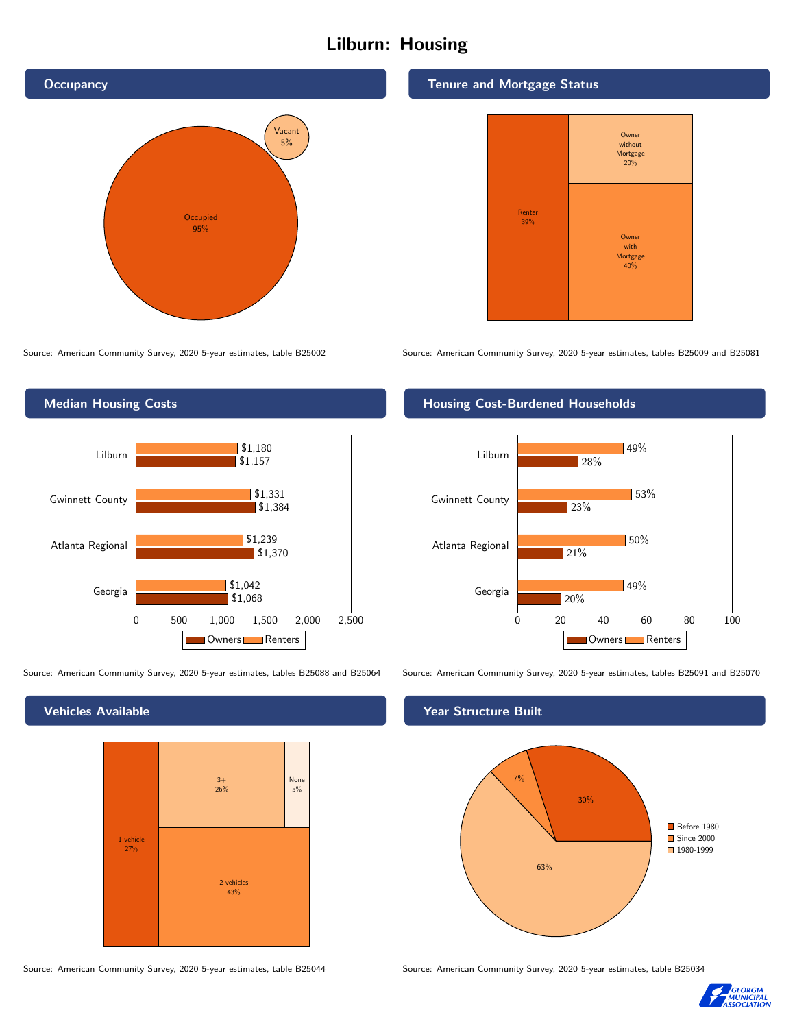# Lilburn: Housing

## Occupancy

Vacant
5%

Occupied
95%

Source: American Community Survey, 2020 5-year estimates, table B25002

## Tenure and Mortgage Status

Renter
39%

Owner
without
Mortgage
20%

Owner
with
Mortgage
40%

Source: American Community Survey, 2020 5-year estimates, tables B25009 and B25081

## Median Housing Costs

Lilburn
$1,180
$1,157

Gwinnett County
$1,331
$1,384

Atlanta Regional
$1,239
$1,370

Georgia
$1,042
$1,068

0 500 1,000 1,500 2,000 2,500

Owners Renters

Source: American Community Survey, 2020 5-year estimates, tables B25088 and B25064

## Housing Cost-Burdened Households

Lilburn
49%
28%

Gwinnett County
53%
23%

Atlanta Regional
50%
21%

Georgia
49%
20%

0 20 40 60 80 100

Owners Renters

Source: American Community Survey, 2020 5-year estimates, tables B25091 and B25070

## Vehicles Available

1 vehicle
27%

3+
26%

None
5%

2 vehicles
43%

Source: American Community Survey, 2020 5-year estimates, table B25044

## Year Structure Built

7%

30%

63%

Before 1980
Since 2000
1980-1999

Source: American Community Survey, 2020 5-year estimates, table B25034